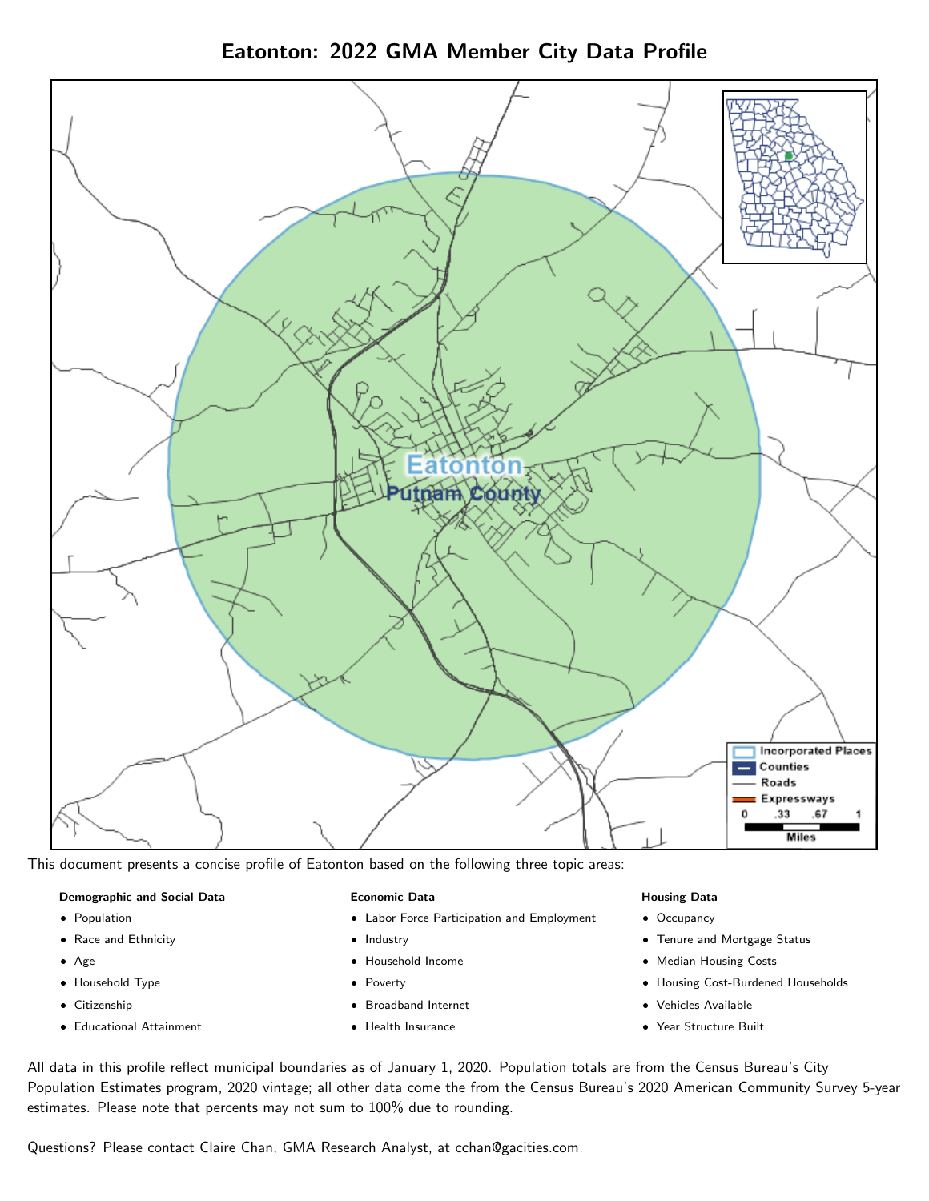# Eatonton: 2022 GMA Member City Data Profile

This document presents a concise profile of Eatonton based on the following three topic areas:

**Demographic and Social Data**

- Population
- Race and Ethnicity
- Age
- Household Type
- Citizenship
- Educational Attainment

**Economic Data**

- Labor Force Participation and Employment
- Industry
- Household Income
- Poverty
- Broadband Internet
- Health Insurance

**Housing Data**

- Occupancy
- Tenure and Mortgage Status
- Median Housing Costs
- Housing Cost-Burdened Households
- Vehicles Available
- Year Structure Built

All data in this profile reflect municipal boundaries as of January 1, 2020. Population totals are from the Census Bureau's City Population Estimates program, 2020 vintage; all other data come the from the Census Bureau's 2020 American Community Survey 5-year estimates. Please note that percents may not sum to 100% due to rounding.

Questions? Please contact Claire Chan, GMA Research Analyst, at cchan@gacities.com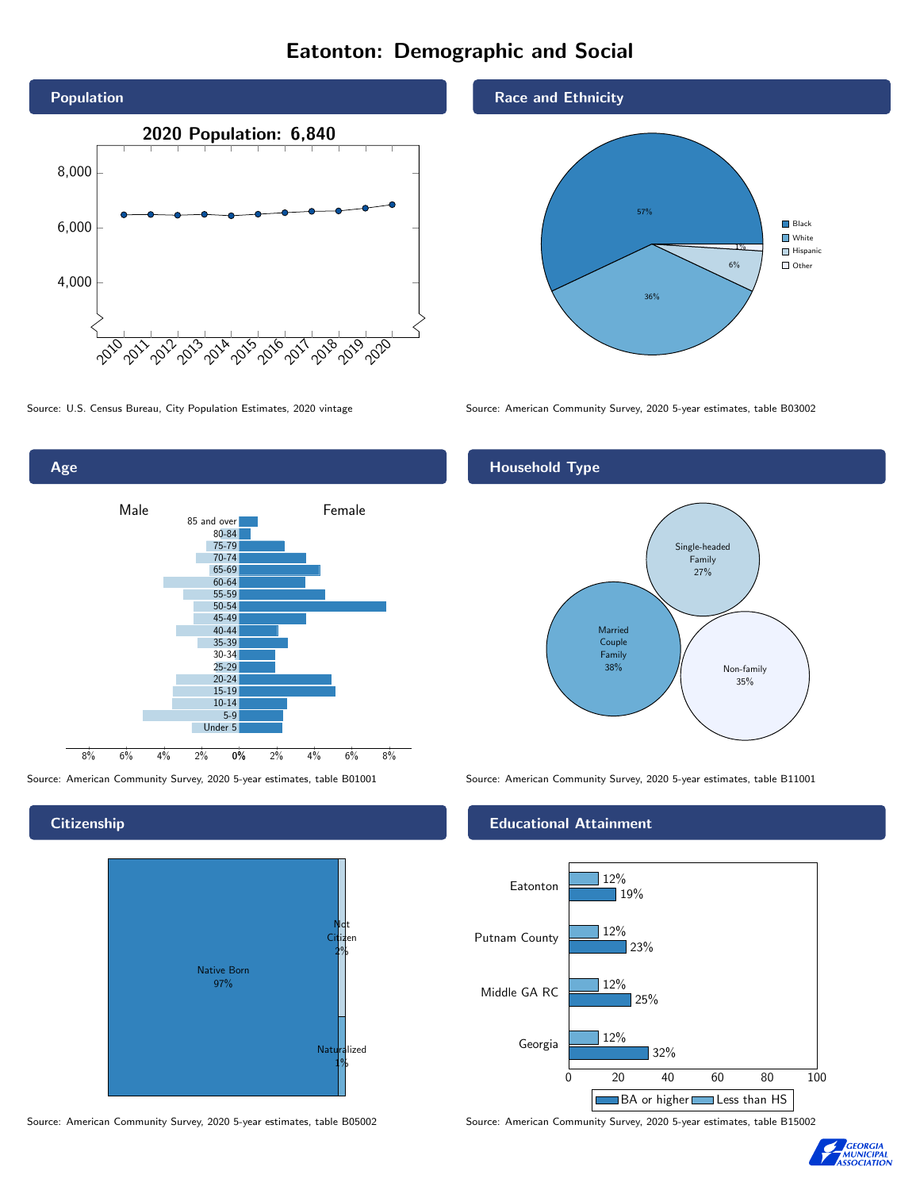# Eatonton: Demographic and Social

## Population

2020 Population: 6,840

| Year | 2010 | 2011 | 2012 | 2013 | 2014 | 2015 | 2016 | 2017 | 2018 | 2019 | 2020 |
|---|---|---|---|---|---|---|---|---|---|---|---|

Source: U.S. Census Bureau, City Population Estimates, 2020 vintage

## Race and Ethnicity

| Race/Ethnicity | Percent |
|---|---|
| Black | 57% |
| White | 36% |
| Hispanic | 6% |
| Other | 1% |

Source: American Community Survey, 2020 5-year estimates, table B03002

## Age

Male / Female

Age groups: 85 and over, 80-84, 75-79, 70-74, 65-69, 60-64, 55-59, 50-54, 45-49, 40-44, 35-39, 30-34, 25-29, 20-24, 15-19, 10-14, 5-9, Under 5

Source: American Community Survey, 2020 5-year estimates, table B01001

## Household Type

| Household Type | Percent |
|---|---|
| Married Couple Family | 38% |
| Single-headed Family | 27% |
| Non-family | 35% |

Source: American Community Survey, 2020 5-year estimates, table B11001

## Citizenship

| Citizenship | Percent |
|---|---|
| Native Born | 97% |
| Not Citizen | 2% |
| Naturalized | 1% |

Source: American Community Survey, 2020 5-year estimates, table B05002

## Educational Attainment

| Area | Less than HS | BA or higher |
|---|---|---|
| Eatonton | 12% | 19% |
| Putnam County | 12% | 23% |
| Middle GA RC | 12% | 25% |
| Georgia | 12% | 32% |

Source: American Community Survey, 2020 5-year estimates, table B15002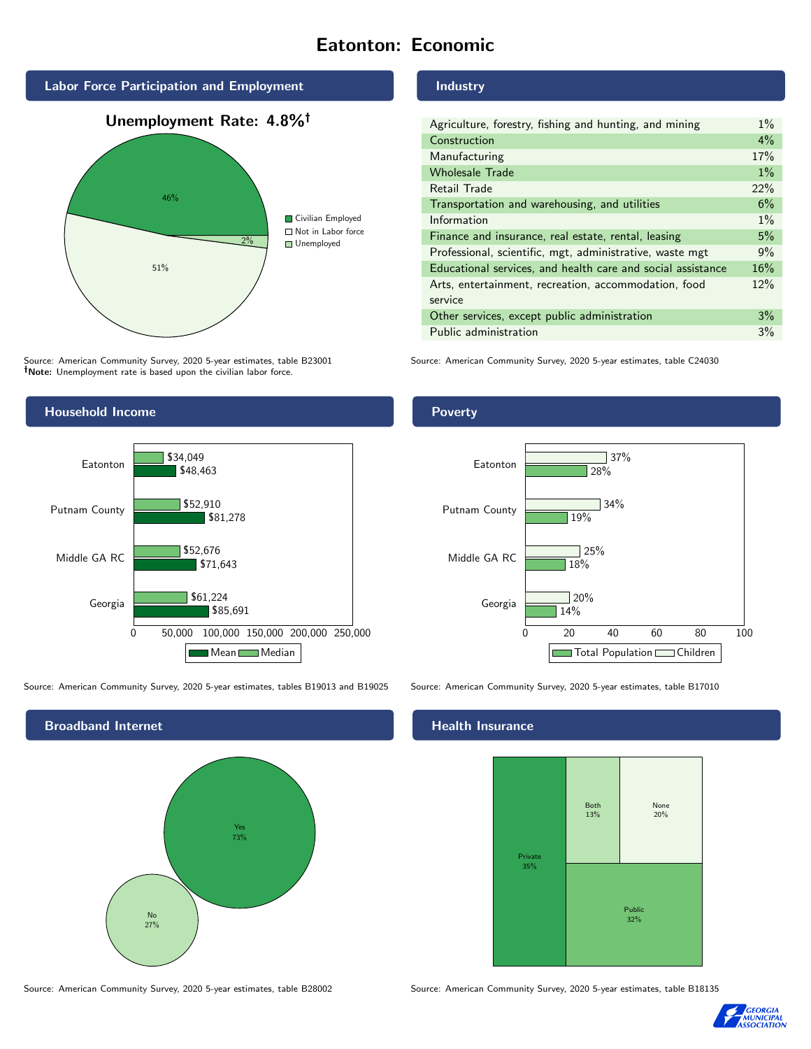# Eatonton: Economic

## Labor Force Participation and Employment

**Unemployment Rate: 4.8%†**

| Category | Percent |
| --- | --- |
| Civilian Employed | 46% |
| Not in Labor force | 51% |
| Unemployed | 2% |

Source: American Community Survey, 2020 5-year estimates, table B23001
**†Note:** Unemployment rate is based upon the civilian labor force.

## Industry

| Industry | Percent |
| --- | --- |
| Agriculture, forestry, fishing and hunting, and mining | 1% |
| Construction | 4% |
| Manufacturing | 17% |
| Wholesale Trade | 1% |
| Retail Trade | 22% |
| Transportation and warehousing, and utilities | 6% |
| Information | 1% |
| Finance and insurance, real estate, rental, leasing | 5% |
| Professional, scientific, mgt, administrative, waste mgt | 9% |
| Educational services, and health care and social assistance | 16% |
| Arts, entertainment, recreation, accommodation, food service | 12% |
| Other services, except public administration | 3% |
| Public administration | 3% |

Source: American Community Survey, 2020 5-year estimates, table C24030

## Household Income

| | Median | Mean |
| --- | --- | --- |
| Eatonton | $34,049 | $48,463 |
| Putnam County | $52,910 | $81,278 |
| Middle GA RC | $52,676 | $71,643 |
| Georgia | $61,224 | $85,691 |

Source: American Community Survey, 2020 5-year estimates, tables B19013 and B19025

## Poverty

| | Children | Total Population |
| --- | --- | --- |
| Eatonton | 37% | 28% |
| Putnam County | 34% | 19% |
| Middle GA RC | 25% | 18% |
| Georgia | 20% | 14% |

Source: American Community Survey, 2020 5-year estimates, table B17010

## Broadband Internet

| | Percent |
| --- | --- |
| Yes | 73% |
| No | 27% |

Source: American Community Survey, 2020 5-year estimates, table B28002

## Health Insurance

| | Percent |
| --- | --- |
| Private | 35% |
| Both | 13% |
| None | 20% |
| Public | 32% |

Source: American Community Survey, 2020 5-year estimates, table B18135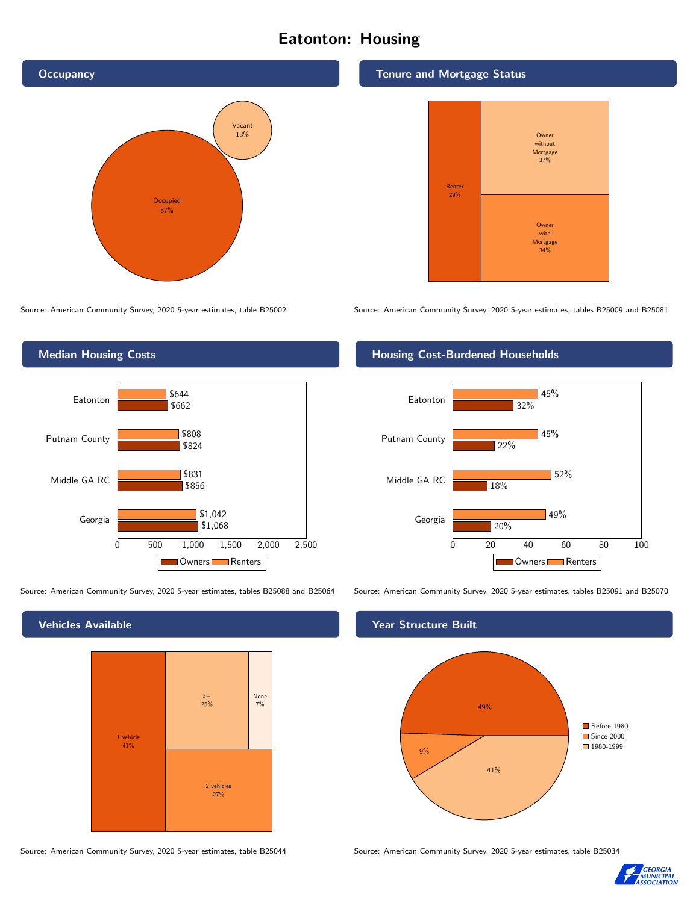# Eatonton: Housing

## Occupancy

Vacant
13%

Occupied
87%

Source: American Community Survey, 2020 5-year estimates, table B25002

## Tenure and Mortgage Status

Renter
29%

Owner without Mortgage
37%

Owner with Mortgage
34%

Source: American Community Survey, 2020 5-year estimates, tables B25009 and B25081

## Median Housing Costs

Eatonton
$644
$662

Putnam County
$808
$824

Middle GA RC
$831
$856

Georgia
$1,042
$1,068

0 500 1,000 1,500 2,000 2,500

Owners Renters

Source: American Community Survey, 2020 5-year estimates, tables B25088 and B25064

## Housing Cost-Burdened Households

Eatonton
45%
32%

Putnam County
45%
22%

Middle GA RC
52%
18%

Georgia
49%
20%

0 20 40 60 80 100

Owners Renters

Source: American Community Survey, 2020 5-year estimates, tables B25091 and B25070

## Vehicles Available

1 vehicle
41%

3+
25%

None
7%

2 vehicles
27%

Source: American Community Survey, 2020 5-year estimates, table B25044

## Year Structure Built

49%

9%

41%

Before 1980
Since 2000
1980-1999

Source: American Community Survey, 2020 5-year estimates, table B25034